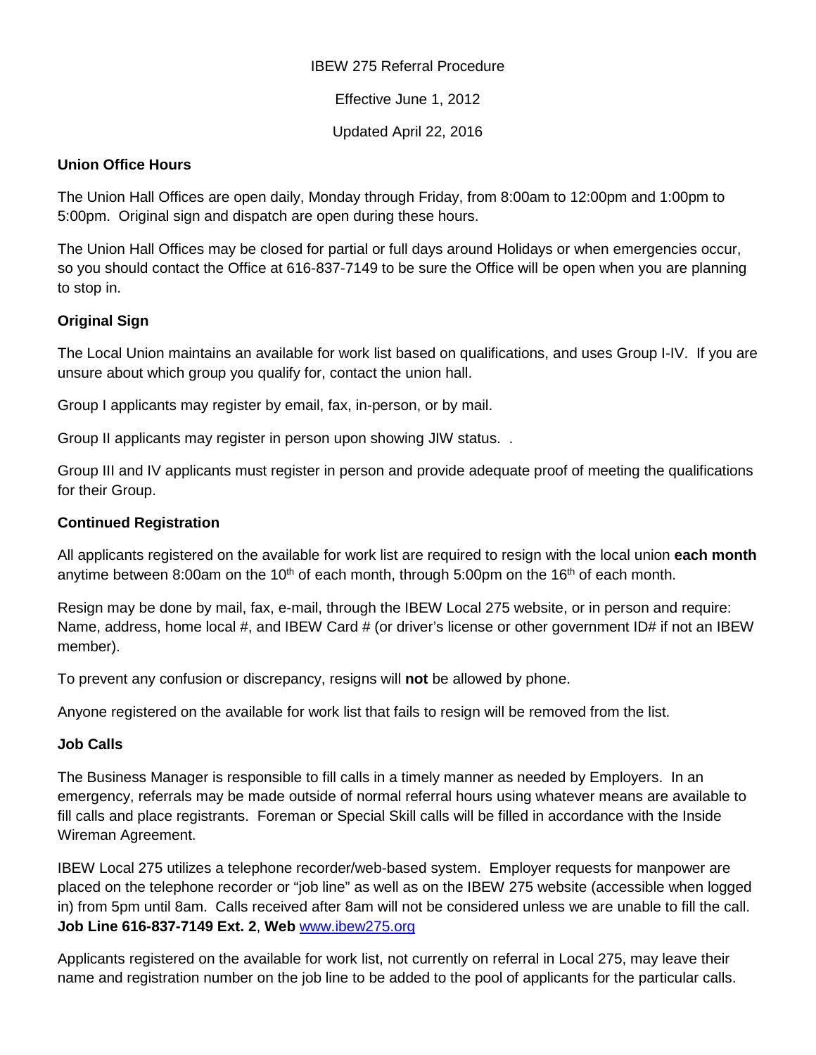IBEW 275 Referral Procedure

Effective June 1, 2012

Updated April 22, 2016

**Union Office Hours**

The Union Hall Offices are open daily, Monday through Friday, from 8:00am to 12:00pm and 1:00pm to 5:00pm. Original sign and dispatch are open during these hours.

The Union Hall Offices may be closed for partial or full days around Holidays or when emergencies occur, so you should contact the Office at 616-837-7149 to be sure the Office will be open when you are planning to stop in.

**Original Sign**

The Local Union maintains an available for work list based on qualifications, and uses Group I-IV. If you are unsure about which group you qualify for, contact the union hall.

Group I applicants may register by email, fax, in-person, or by mail.

Group II applicants may register in person upon showing JIW status. .

Group III and IV applicants must register in person and provide adequate proof of meeting the qualifications for their Group.

**Continued Registration**

All applicants registered on the available for work list are required to resign with the local union **each month** anytime between 8:00am on the 10th of each month, through 5:00pm on the 16th of each month.

Resign may be done by mail, fax, e-mail, through the IBEW Local 275 website, or in person and require: Name, address, home local #, and IBEW Card # (or driver's license or other government ID# if not an IBEW member).

To prevent any confusion or discrepancy, resigns will **not** be allowed by phone.

Anyone registered on the available for work list that fails to resign will be removed from the list.

**Job Calls**

The Business Manager is responsible to fill calls in a timely manner as needed by Employers. In an emergency, referrals may be made outside of normal referral hours using whatever means are available to fill calls and place registrants. Foreman or Special Skill calls will be filled in accordance with the Inside Wireman Agreement.

IBEW Local 275 utilizes a telephone recorder/web-based system. Employer requests for manpower are placed on the telephone recorder or "job line" as well as on the IBEW 275 website (accessible when logged in) from 5pm until 8am. Calls received after 8am will not be considered unless we are unable to fill the call. **Job Line 616-837-7149 Ext. 2**, **Web** www.ibew275.org

Applicants registered on the available for work list, not currently on referral in Local 275, may leave their name and registration number on the job line to be added to the pool of applicants for the particular calls.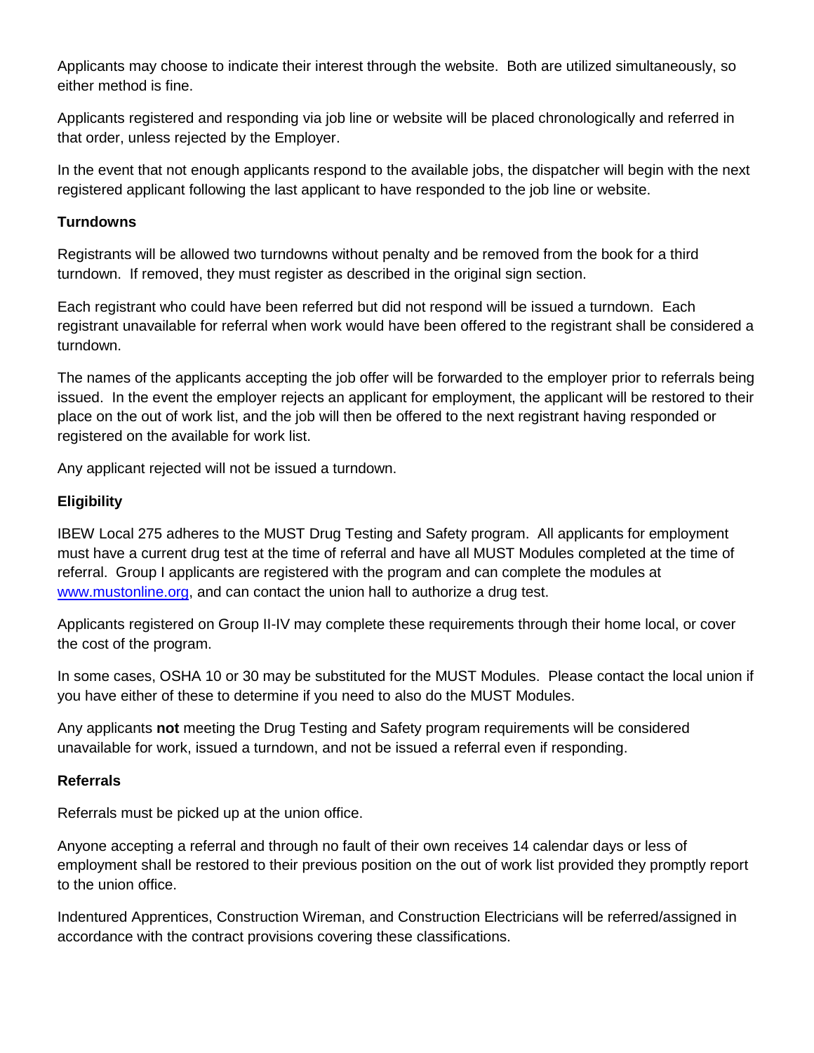Applicants may choose to indicate their interest through the website. Both are utilized simultaneously, so either method is fine.

Applicants registered and responding via job line or website will be placed chronologically and referred in that order, unless rejected by the Employer.

In the event that not enough applicants respond to the available jobs, the dispatcher will begin with the next registered applicant following the last applicant to have responded to the job line or website.

**Turndowns**

Registrants will be allowed two turndowns without penalty and be removed from the book for a third turndown. If removed, they must register as described in the original sign section.

Each registrant who could have been referred but did not respond will be issued a turndown. Each registrant unavailable for referral when work would have been offered to the registrant shall be considered a turndown.

The names of the applicants accepting the job offer will be forwarded to the employer prior to referrals being issued. In the event the employer rejects an applicant for employment, the applicant will be restored to their place on the out of work list, and the job will then be offered to the next registrant having responded or registered on the available for work list.

Any applicant rejected will not be issued a turndown.

**Eligibility**

IBEW Local 275 adheres to the MUST Drug Testing and Safety program. All applicants for employment must have a current drug test at the time of referral and have all MUST Modules completed at the time of referral. Group I applicants are registered with the program and can complete the modules at www.mustonline.org, and can contact the union hall to authorize a drug test.

Applicants registered on Group II-IV may complete these requirements through their home local, or cover the cost of the program.

In some cases, OSHA 10 or 30 may be substituted for the MUST Modules. Please contact the local union if you have either of these to determine if you need to also do the MUST Modules.

Any applicants **not** meeting the Drug Testing and Safety program requirements will be considered unavailable for work, issued a turndown, and not be issued a referral even if responding.

**Referrals**

Referrals must be picked up at the union office.

Anyone accepting a referral and through no fault of their own receives 14 calendar days or less of employment shall be restored to their previous position on the out of work list provided they promptly report to the union office.

Indentured Apprentices, Construction Wireman, and Construction Electricians will be referred/assigned in accordance with the contract provisions covering these classifications.